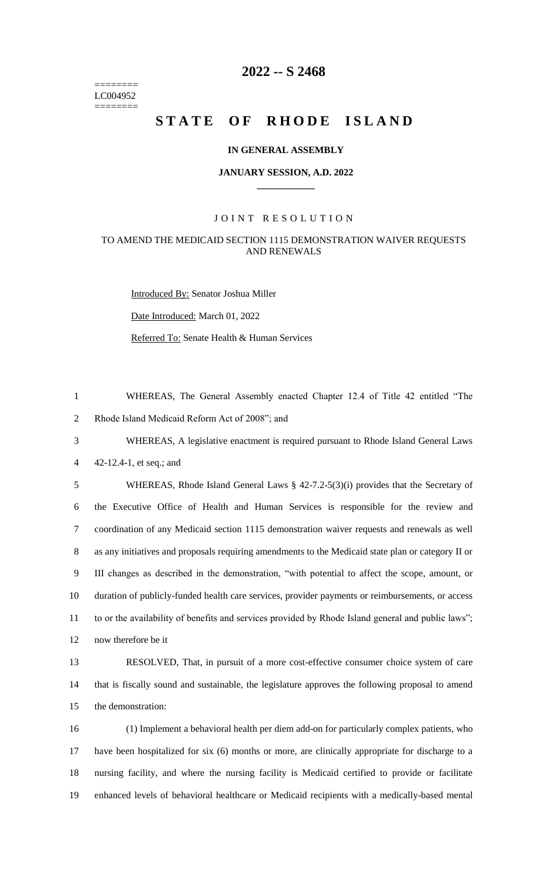# 2022 -- S 2468

========
LC004952
========

# STATE OF RHODE ISLAND

## IN GENERAL ASSEMBLY

## JANUARY SESSION, A.D. 2022

____________

### JOINT RESOLUTION

### TO AMEND THE MEDICAID SECTION 1115 DEMONSTRATION WAIVER REQUESTS AND RENEWALS

Introduced By: Senator Joshua Miller

Date Introduced: March 01, 2022

Referred To: Senate Health & Human Services

WHEREAS, The General Assembly enacted Chapter 12.4 of Title 42 entitled "The Rhode Island Medicaid Reform Act of 2008"; and

WHEREAS, A legislative enactment is required pursuant to Rhode Island General Laws 42-12.4-1, et seq.; and

WHEREAS, Rhode Island General Laws § 42-7.2-5(3)(i) provides that the Secretary of the Executive Office of Health and Human Services is responsible for the review and coordination of any Medicaid section 1115 demonstration waiver requests and renewals as well as any initiatives and proposals requiring amendments to the Medicaid state plan or category II or III changes as described in the demonstration, "with potential to affect the scope, amount, or duration of publicly-funded health care services, provider payments or reimbursements, or access to or the availability of benefits and services provided by Rhode Island general and public laws"; now therefore be it

RESOLVED, That, in pursuit of a more cost-effective consumer choice system of care that is fiscally sound and sustainable, the legislature approves the following proposal to amend the demonstration:

(1) Implement a behavioral health per diem add-on for particularly complex patients, who have been hospitalized for six (6) months or more, are clinically appropriate for discharge to a nursing facility, and where the nursing facility is Medicaid certified to provide or facilitate enhanced levels of behavioral healthcare or Medicaid recipients with a medically-based mental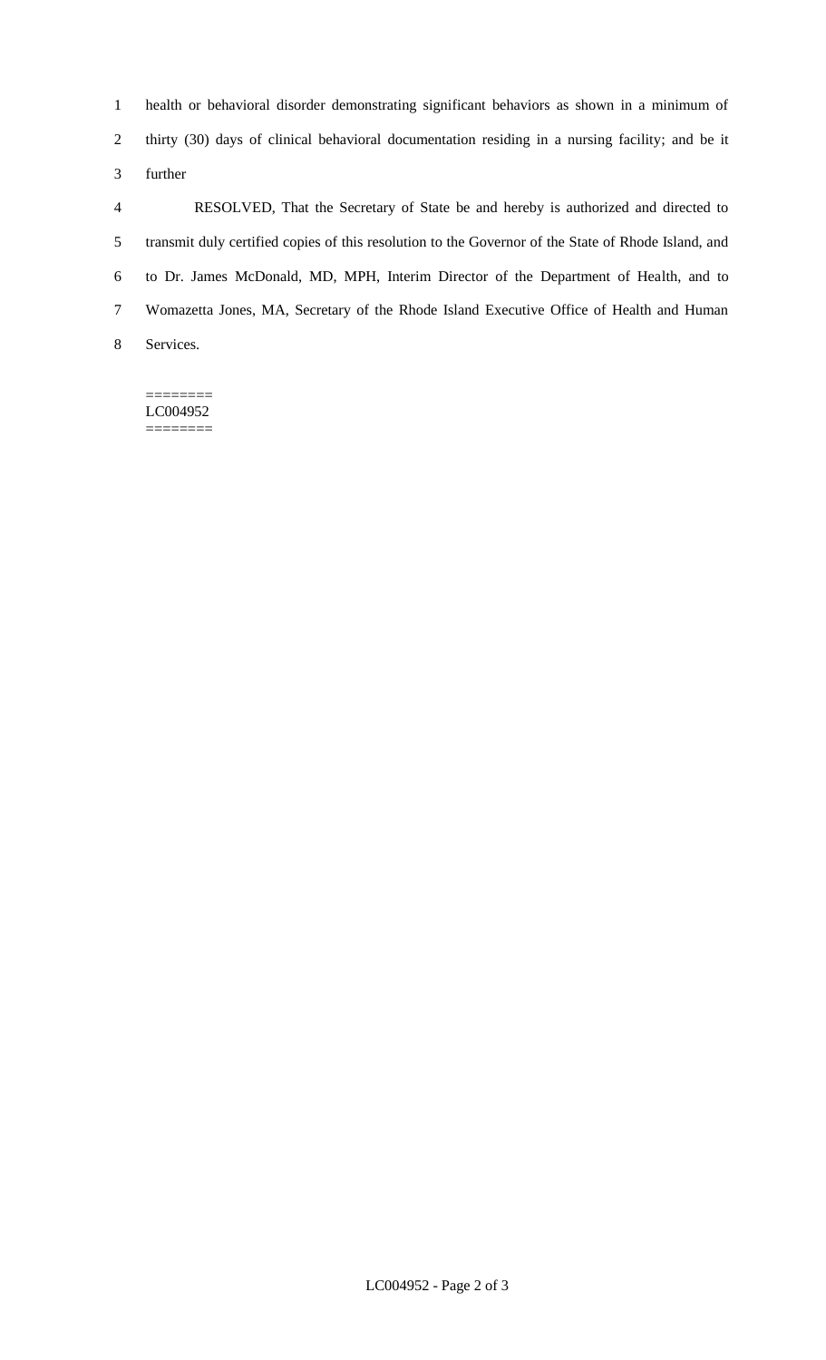health or behavioral disorder demonstrating significant behaviors as shown in a minimum of thirty (30) days of clinical behavioral documentation residing in a nursing facility; and be it further

RESOLVED, That the Secretary of State be and hereby is authorized and directed to transmit duly certified copies of this resolution to the Governor of the State of Rhode Island, and to Dr. James McDonald, MD, MPH, Interim Director of the Department of Health, and to Womazetta Jones, MA, Secretary of the Rhode Island Executive Office of Health and Human Services.

========
LC004952
========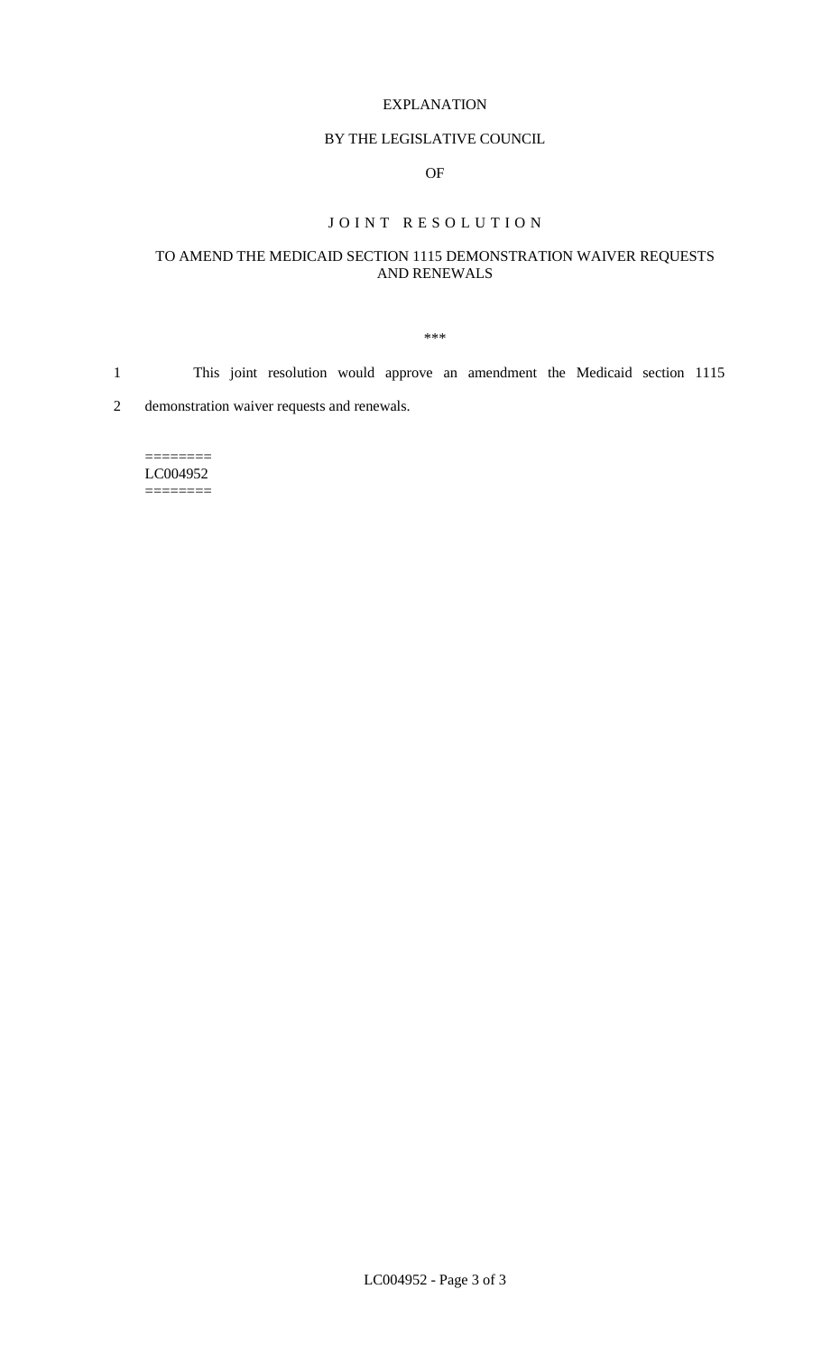EXPLANATION

BY THE LEGISLATIVE COUNCIL

OF

# J O I N T R E S O L U T I O N

TO AMEND THE MEDICAID SECTION 1115 DEMONSTRATION WAIVER REQUESTS AND RENEWALS

***

1 This joint resolution would approve an amendment the Medicaid section 1115
2 demonstration waiver requests and renewals.

========
LC004952
========